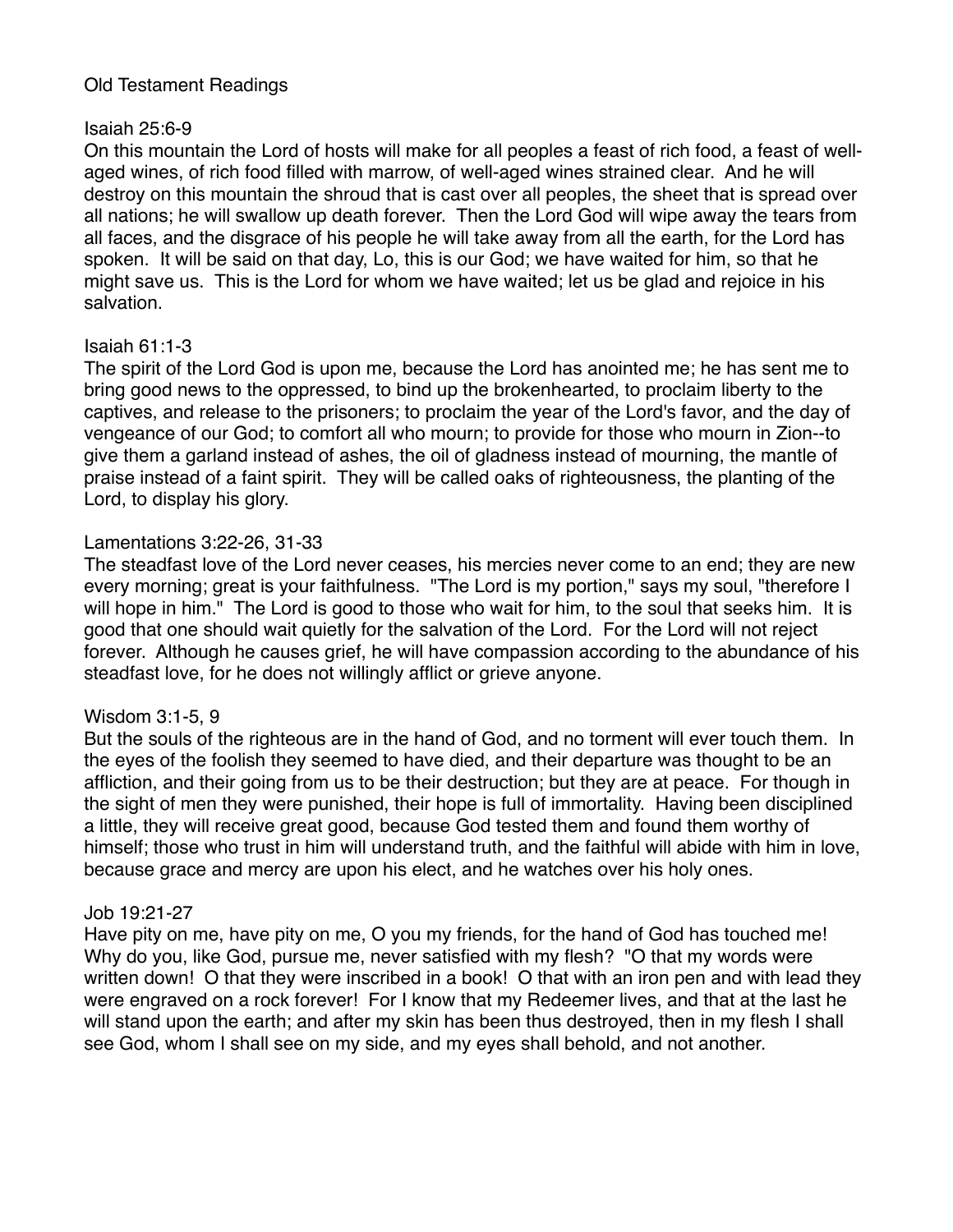# Old Testament Readings

## Isaiah 25:6-9

On this mountain the Lord of hosts will make for all peoples a feast of rich food, a feast of well-aged wines, of rich food filled with marrow, of well-aged wines strained clear. And he will destroy on this mountain the shroud that is cast over all peoples, the sheet that is spread over all nations; he will swallow up death forever. Then the Lord God will wipe away the tears from all faces, and the disgrace of his people he will take away from all the earth, for the Lord has spoken. It will be said on that day, Lo, this is our God; we have waited for him, so that he might save us. This is the Lord for whom we have waited; let us be glad and rejoice in his salvation.

## Isaiah 61:1-3

The spirit of the Lord God is upon me, because the Lord has anointed me; he has sent me to bring good news to the oppressed, to bind up the brokenhearted, to proclaim liberty to the captives, and release to the prisoners; to proclaim the year of the Lord's favor, and the day of vengeance of our God; to comfort all who mourn; to provide for those who mourn in Zion--to give them a garland instead of ashes, the oil of gladness instead of mourning, the mantle of praise instead of a faint spirit. They will be called oaks of righteousness, the planting of the Lord, to display his glory.

## Lamentations 3:22-26, 31-33

The steadfast love of the Lord never ceases, his mercies never come to an end; they are new every morning; great is your faithfulness. "The Lord is my portion," says my soul, "therefore I will hope in him." The Lord is good to those who wait for him, to the soul that seeks him. It is good that one should wait quietly for the salvation of the Lord. For the Lord will not reject forever. Although he causes grief, he will have compassion according to the abundance of his steadfast love, for he does not willingly afflict or grieve anyone.

## Wisdom 3:1-5, 9

But the souls of the righteous are in the hand of God, and no torment will ever touch them. In the eyes of the foolish they seemed to have died, and their departure was thought to be an affliction, and their going from us to be their destruction; but they are at peace. For though in the sight of men they were punished, their hope is full of immortality. Having been disciplined a little, they will receive great good, because God tested them and found them worthy of himself; those who trust in him will understand truth, and the faithful will abide with him in love, because grace and mercy are upon his elect, and he watches over his holy ones.

## Job 19:21-27

Have pity on me, have pity on me, O you my friends, for the hand of God has touched me! Why do you, like God, pursue me, never satisfied with my flesh? "O that my words were written down! O that they were inscribed in a book! O that with an iron pen and with lead they were engraved on a rock forever! For I know that my Redeemer lives, and that at the last he will stand upon the earth; and after my skin has been thus destroyed, then in my flesh I shall see God, whom I shall see on my side, and my eyes shall behold, and not another.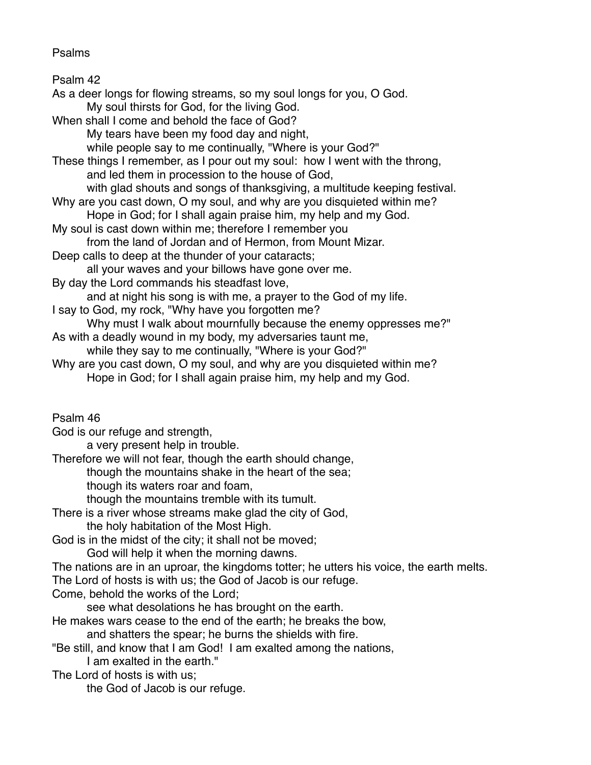# Psalms

## Psalm 42

As a deer longs for flowing streams, so my soul longs for you, O God.
&nbsp;&nbsp;&nbsp;&nbsp;&nbsp;&nbsp;&nbsp;&nbsp;My soul thirsts for God, for the living God.
When shall I come and behold the face of God?
&nbsp;&nbsp;&nbsp;&nbsp;&nbsp;&nbsp;&nbsp;&nbsp;My tears have been my food day and night,
&nbsp;&nbsp;&nbsp;&nbsp;&nbsp;&nbsp;&nbsp;&nbsp;while people say to me continually, "Where is your God?"
These things I remember, as I pour out my soul: how I went with the throng,
&nbsp;&nbsp;&nbsp;&nbsp;&nbsp;&nbsp;&nbsp;&nbsp;and led them in procession to the house of God,
&nbsp;&nbsp;&nbsp;&nbsp;&nbsp;&nbsp;&nbsp;&nbsp;with glad shouts and songs of thanksgiving, a multitude keeping festival.
Why are you cast down, O my soul, and why are you disquieted within me?
&nbsp;&nbsp;&nbsp;&nbsp;&nbsp;&nbsp;&nbsp;&nbsp;Hope in God; for I shall again praise him, my help and my God.
My soul is cast down within me; therefore I remember you
&nbsp;&nbsp;&nbsp;&nbsp;&nbsp;&nbsp;&nbsp;&nbsp;from the land of Jordan and of Hermon, from Mount Mizar.
Deep calls to deep at the thunder of your cataracts;
&nbsp;&nbsp;&nbsp;&nbsp;&nbsp;&nbsp;&nbsp;&nbsp;all your waves and your billows have gone over me.
By day the Lord commands his steadfast love,
&nbsp;&nbsp;&nbsp;&nbsp;&nbsp;&nbsp;&nbsp;&nbsp;and at night his song is with me, a prayer to the God of my life.
I say to God, my rock, "Why have you forgotten me?
&nbsp;&nbsp;&nbsp;&nbsp;&nbsp;&nbsp;&nbsp;&nbsp;Why must I walk about mournfully because the enemy oppresses me?"
As with a deadly wound in my body, my adversaries taunt me,
&nbsp;&nbsp;&nbsp;&nbsp;&nbsp;&nbsp;&nbsp;&nbsp;while they say to me continually, "Where is your God?"
Why are you cast down, O my soul, and why are you disquieted within me?
&nbsp;&nbsp;&nbsp;&nbsp;&nbsp;&nbsp;&nbsp;&nbsp;Hope in God; for I shall again praise him, my help and my God.

## Psalm 46

God is our refuge and strength,
&nbsp;&nbsp;&nbsp;&nbsp;&nbsp;&nbsp;&nbsp;&nbsp;a very present help in trouble.
Therefore we will not fear, though the earth should change,
&nbsp;&nbsp;&nbsp;&nbsp;&nbsp;&nbsp;&nbsp;&nbsp;though the mountains shake in the heart of the sea;
&nbsp;&nbsp;&nbsp;&nbsp;&nbsp;&nbsp;&nbsp;&nbsp;though its waters roar and foam,
&nbsp;&nbsp;&nbsp;&nbsp;&nbsp;&nbsp;&nbsp;&nbsp;though the mountains tremble with its tumult.
There is a river whose streams make glad the city of God,
&nbsp;&nbsp;&nbsp;&nbsp;&nbsp;&nbsp;&nbsp;&nbsp;the holy habitation of the Most High.
God is in the midst of the city; it shall not be moved;
&nbsp;&nbsp;&nbsp;&nbsp;&nbsp;&nbsp;&nbsp;&nbsp;God will help it when the morning dawns.
The nations are in an uproar, the kingdoms totter; he utters his voice, the earth melts.
The Lord of hosts is with us; the God of Jacob is our refuge.
Come, behold the works of the Lord;
&nbsp;&nbsp;&nbsp;&nbsp;&nbsp;&nbsp;&nbsp;&nbsp;see what desolations he has brought on the earth.
He makes wars cease to the end of the earth; he breaks the bow,
&nbsp;&nbsp;&nbsp;&nbsp;&nbsp;&nbsp;&nbsp;&nbsp;and shatters the spear; he burns the shields with fire.
"Be still, and know that I am God! I am exalted among the nations,
&nbsp;&nbsp;&nbsp;&nbsp;&nbsp;&nbsp;&nbsp;&nbsp;I am exalted in the earth."
The Lord of hosts is with us;
&nbsp;&nbsp;&nbsp;&nbsp;&nbsp;&nbsp;&nbsp;&nbsp;the God of Jacob is our refuge.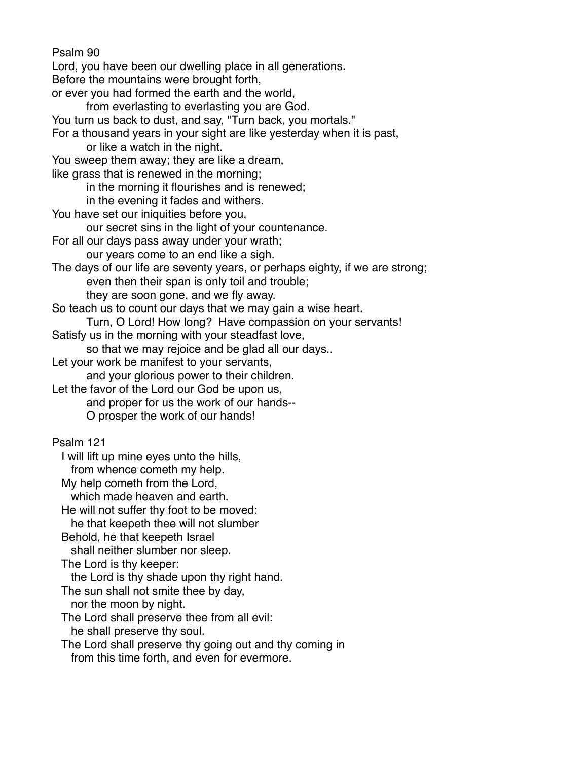Psalm 90

Lord, you have been our dwelling place in all generations.
Before the mountains were brought forth,
or ever you had formed the earth and the world,
    from everlasting to everlasting you are God.
You turn us back to dust, and say, "Turn back, you mortals."
For a thousand years in your sight are like yesterday when it is past,
    or like a watch in the night.
You sweep them away; they are like a dream,
like grass that is renewed in the morning;
    in the morning it flourishes and is renewed;
    in the evening it fades and withers.
You have set our iniquities before you,
    our secret sins in the light of your countenance.
For all our days pass away under your wrath;
    our years come to an end like a sigh.
The days of our life are seventy years, or perhaps eighty, if we are strong;
    even then their span is only toil and trouble;
    they are soon gone, and we fly away.
So teach us to count our days that we may gain a wise heart.
    Turn, O Lord! How long? Have compassion on your servants!
Satisfy us in the morning with your steadfast love,
    so that we may rejoice and be glad all our days..
Let your work be manifest to your servants,
    and your glorious power to their children.
Let the favor of the Lord our God be upon us,
    and proper for us the work of our hands--
    O prosper the work of our hands!

Psalm 121

I will lift up mine eyes unto the hills,
  from whence cometh my help.
My help cometh from the Lord,
  which made heaven and earth.
He will not suffer thy foot to be moved:
  he that keepeth thee will not slumber
Behold, he that keepeth Israel
  shall neither slumber nor sleep.
The Lord is thy keeper:
  the Lord is thy shade upon thy right hand.
The sun shall not smite thee by day,
  nor the moon by night.
The Lord shall preserve thee from all evil:
  he shall preserve thy soul.
The Lord shall preserve thy going out and thy coming in
  from this time forth, and even for evermore.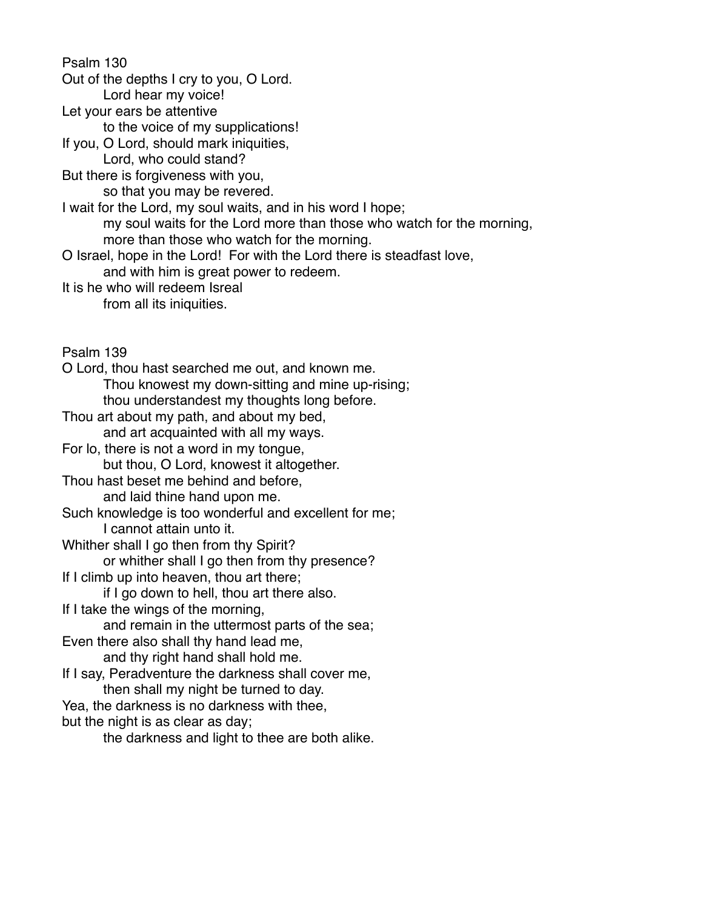Psalm 130

Out of the depths I cry to you, O Lord.
    Lord hear my voice!
Let your ears be attentive
    to the voice of my supplications!
If you, O Lord, should mark iniquities,
    Lord, who could stand?
But there is forgiveness with you,
    so that you may be revered.
I wait for the Lord, my soul waits, and in his word I hope;
    my soul waits for the Lord more than those who watch for the morning,
    more than those who watch for the morning.
O Israel, hope in the Lord!  For with the Lord there is steadfast love,
    and with him is great power to redeem.
It is he who will redeem Isreal
    from all its iniquities.

Psalm 139

O Lord, thou hast searched me out, and known me.
    Thou knowest my down-sitting and mine up-rising;
    thou understandest my thoughts long before.
Thou art about my path, and about my bed,
    and art acquainted with all my ways.
For lo, there is not a word in my tongue,
    but thou, O Lord, knowest it altogether.
Thou hast beset me behind and before,
    and laid thine hand upon me.
Such knowledge is too wonderful and excellent for me;
    I cannot attain unto it.
Whither shall I go then from thy Spirit?
    or whither shall I go then from thy presence?
If I climb up into heaven, thou art there;
    if I go down to hell, thou art there also.
If I take the wings of the morning,
    and remain in the uttermost parts of the sea;
Even there also shall thy hand lead me,
    and thy right hand shall hold me.
If I say, Peradventure the darkness shall cover me,
    then shall my night be turned to day.
Yea, the darkness is no darkness with thee,
but the night is as clear as day;
    the darkness and light to thee are both alike.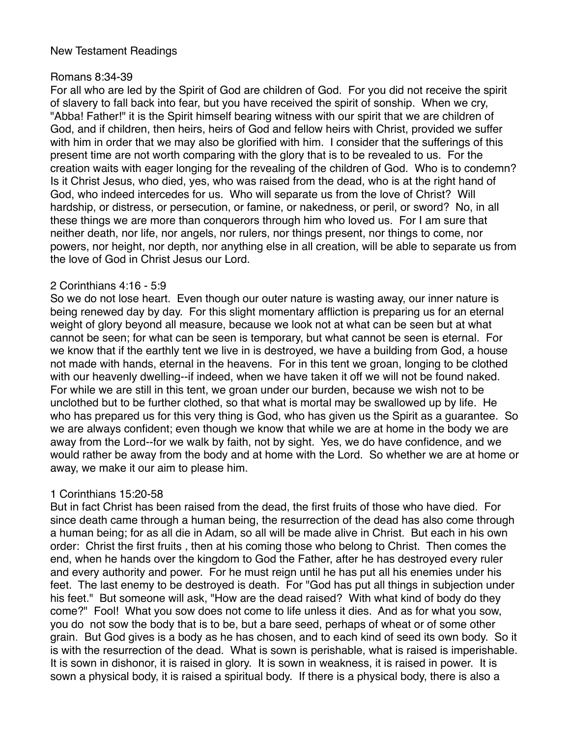New Testament Readings

Romans 8:34-39

For all who are led by the Spirit of God are children of God. For you did not receive the spirit of slavery to fall back into fear, but you have received the spirit of sonship. When we cry, "Abba! Father!" it is the Spirit himself bearing witness with our spirit that we are children of God, and if children, then heirs, heirs of God and fellow heirs with Christ, provided we suffer with him in order that we may also be glorified with him. I consider that the sufferings of this present time are not worth comparing with the glory that is to be revealed to us. For the creation waits with eager longing for the revealing of the children of God. Who is to condemn? Is it Christ Jesus, who died, yes, who was raised from the dead, who is at the right hand of God, who indeed intercedes for us. Who will separate us from the love of Christ? Will hardship, or distress, or persecution, or famine, or nakedness, or peril, or sword? No, in all these things we are more than conquerors through him who loved us. For I am sure that neither death, nor life, nor angels, nor rulers, nor things present, nor things to come, nor powers, nor height, nor depth, nor anything else in all creation, will be able to separate us from the love of God in Christ Jesus our Lord.

2 Corinthians 4:16 - 5:9

So we do not lose heart. Even though our outer nature is wasting away, our inner nature is being renewed day by day. For this slight momentary affliction is preparing us for an eternal weight of glory beyond all measure, because we look not at what can be seen but at what cannot be seen; for what can be seen is temporary, but what cannot be seen is eternal. For we know that if the earthly tent we live in is destroyed, we have a building from God, a house not made with hands, eternal in the heavens. For in this tent we groan, longing to be clothed with our heavenly dwelling--if indeed, when we have taken it off we will not be found naked. For while we are still in this tent, we groan under our burden, because we wish not to be unclothed but to be further clothed, so that what is mortal may be swallowed up by life. He who has prepared us for this very thing is God, who has given us the Spirit as a guarantee. So we are always confident; even though we know that while we are at home in the body we are away from the Lord--for we walk by faith, not by sight. Yes, we do have confidence, and we would rather be away from the body and at home with the Lord. So whether we are at home or away, we make it our aim to please him.

1 Corinthians 15:20-58

But in fact Christ has been raised from the dead, the first fruits of those who have died. For since death came through a human being, the resurrection of the dead has also come through a human being; for as all die in Adam, so all will be made alive in Christ. But each in his own order: Christ the first fruits , then at his coming those who belong to Christ. Then comes the end, when he hands over the kingdom to God the Father, after he has destroyed every ruler and every authority and power. For he must reign until he has put all his enemies under his feet. The last enemy to be destroyed is death. For "God has put all things in subjection under his feet." But someone will ask, "How are the dead raised? With what kind of body do they come?" Fool! What you sow does not come to life unless it dies. And as for what you sow, you do not sow the body that is to be, but a bare seed, perhaps of wheat or of some other grain. But God gives is a body as he has chosen, and to each kind of seed its own body. So it is with the resurrection of the dead. What is sown is perishable, what is raised is imperishable. It is sown in dishonor, it is raised in glory. It is sown in weakness, it is raised in power. It is sown a physical body, it is raised a spiritual body. If there is a physical body, there is also a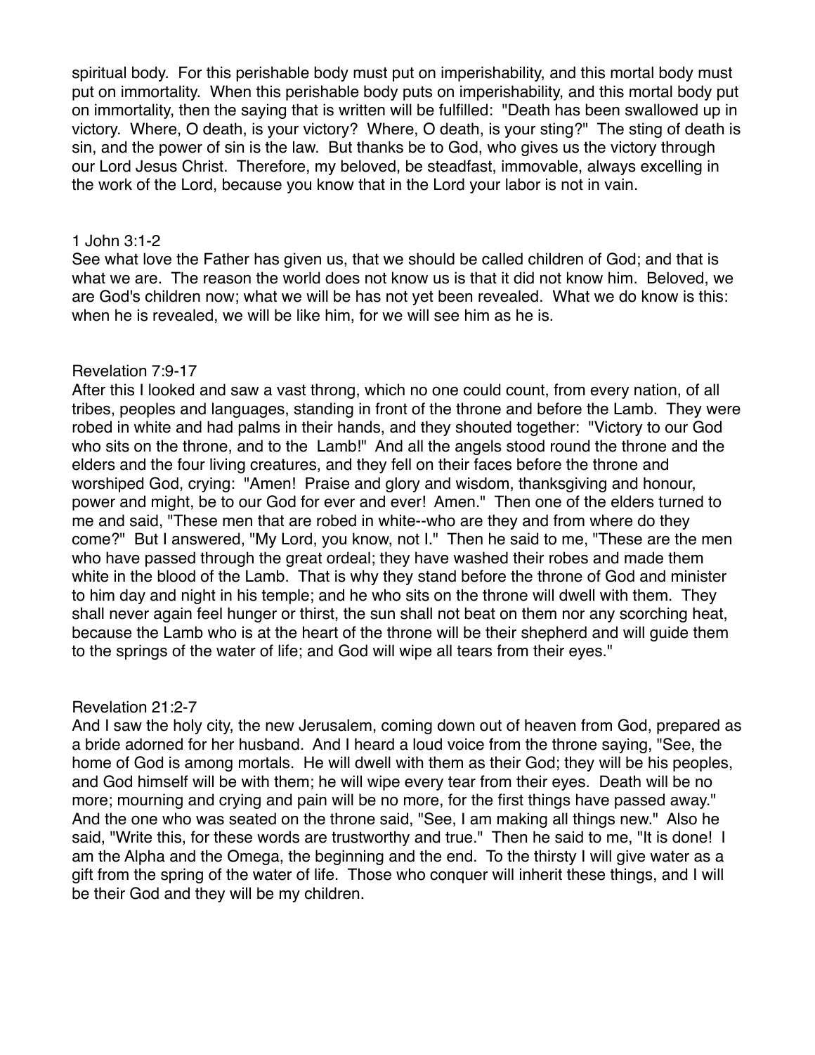spiritual body. For this perishable body must put on imperishability, and this mortal body must put on immortality. When this perishable body puts on imperishability, and this mortal body put on immortality, then the saying that is written will be fulfilled: "Death has been swallowed up in victory. Where, O death, is your victory? Where, O death, is your sting?" The sting of death is sin, and the power of sin is the law. But thanks be to God, who gives us the victory through our Lord Jesus Christ. Therefore, my beloved, be steadfast, immovable, always excelling in the work of the Lord, because you know that in the Lord your labor is not in vain.

1 John 3:1-2
See what love the Father has given us, that we should be called children of God; and that is what we are. The reason the world does not know us is that it did not know him. Beloved, we are God's children now; what we will be has not yet been revealed. What we do know is this: when he is revealed, we will be like him, for we will see him as he is.

Revelation 7:9-17
After this I looked and saw a vast throng, which no one could count, from every nation, of all tribes, peoples and languages, standing in front of the throne and before the Lamb. They were robed in white and had palms in their hands, and they shouted together: "Victory to our God who sits on the throne, and to the Lamb!" And all the angels stood round the throne and the elders and the four living creatures, and they fell on their faces before the throne and worshiped God, crying: "Amen! Praise and glory and wisdom, thanksgiving and honour, power and might, be to our God for ever and ever! Amen." Then one of the elders turned to me and said, "These men that are robed in white--who are they and from where do they come?" But I answered, "My Lord, you know, not I." Then he said to me, "These are the men who have passed through the great ordeal; they have washed their robes and made them white in the blood of the Lamb. That is why they stand before the throne of God and minister to him day and night in his temple; and he who sits on the throne will dwell with them. They shall never again feel hunger or thirst, the sun shall not beat on them nor any scorching heat, because the Lamb who is at the heart of the throne will be their shepherd and will guide them to the springs of the water of life; and God will wipe all tears from their eyes."

Revelation 21:2-7
And I saw the holy city, the new Jerusalem, coming down out of heaven from God, prepared as a bride adorned for her husband. And I heard a loud voice from the throne saying, "See, the home of God is among mortals. He will dwell with them as their God; they will be his peoples, and God himself will be with them; he will wipe every tear from their eyes. Death will be no more; mourning and crying and pain will be no more, for the first things have passed away." And the one who was seated on the throne said, "See, I am making all things new." Also he said, "Write this, for these words are trustworthy and true." Then he said to me, "It is done! I am the Alpha and the Omega, the beginning and the end. To the thirsty I will give water as a gift from the spring of the water of life. Those who conquer will inherit these things, and I will be their God and they will be my children.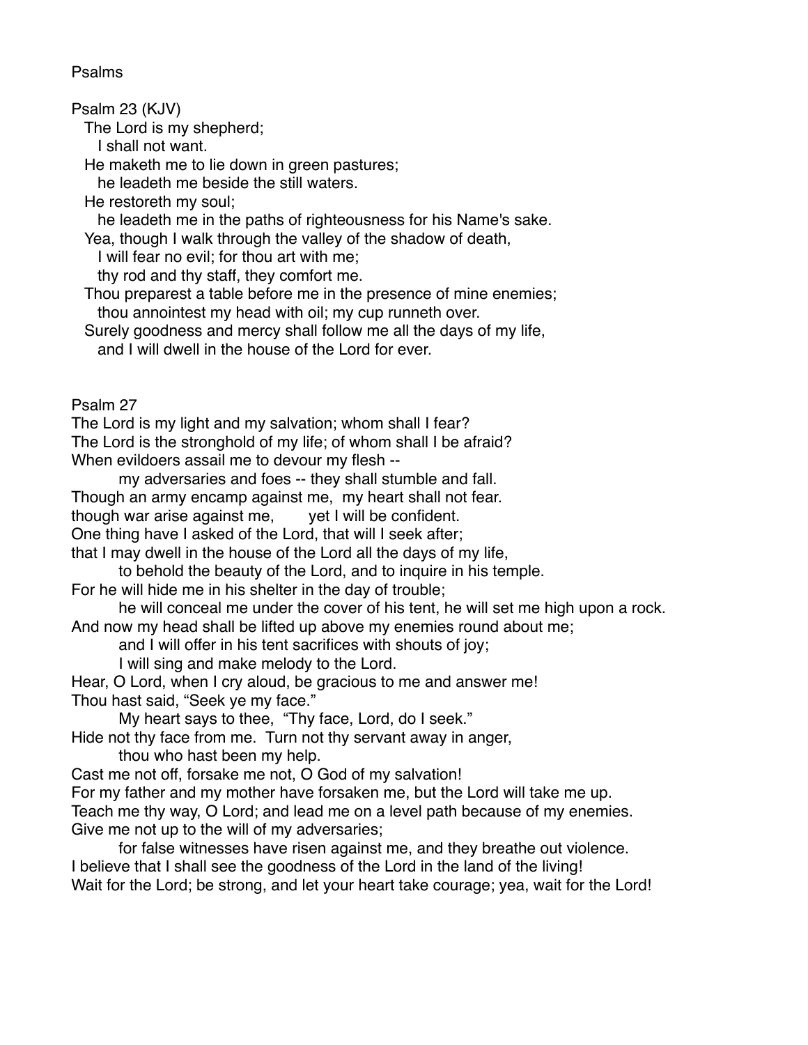Psalms

Psalm 23 (KJV)

The Lord is my shepherd;  
I shall not want.  
He maketh me to lie down in green pastures;  
he leadeth me beside the still waters.  
He restoreth my soul;  
he leadeth me in the paths of righteousness for his Name's sake.  
Yea, though I walk through the valley of the shadow of death,  
I will fear no evil; for thou art with me;  
thy rod and thy staff, they comfort me.  
Thou preparest a table before me in the presence of mine enemies;  
thou annointest my head with oil; my cup runneth over.  
Surely goodness and mercy shall follow me all the days of my life,  
and I will dwell in the house of the Lord for ever.

Psalm 27

The Lord is my light and my salvation; whom shall I fear?  
The Lord is the stronghold of my life; of whom shall I be afraid?  
When evildoers assail me to devour my flesh --  
my adversaries and foes -- they shall stumble and fall.  
Though an army encamp against me, my heart shall not fear.  
though war arise against me, yet I will be confident.  
One thing have I asked of the Lord, that will I seek after;  
that I may dwell in the house of the Lord all the days of my life,  
to behold the beauty of the Lord, and to inquire in his temple.  
For he will hide me in his shelter in the day of trouble;  
he will conceal me under the cover of his tent, he will set me high upon a rock.  
And now my head shall be lifted up above my enemies round about me;  
and I will offer in his tent sacrifices with shouts of joy;  
I will sing and make melody to the Lord.  
Hear, O Lord, when I cry aloud, be gracious to me and answer me!  
Thou hast said, "Seek ye my face."  
My heart says to thee, "Thy face, Lord, do I seek."  
Hide not thy face from me. Turn not thy servant away in anger,  
thou who hast been my help.  
Cast me not off, forsake me not, O God of my salvation!  
For my father and my mother have forsaken me, but the Lord will take me up.  
Teach me thy way, O Lord; and lead me on a level path because of my enemies.  
Give me not up to the will of my adversaries;  
for false witnesses have risen against me, and they breathe out violence.  
I believe that I shall see the goodness of the Lord in the land of the living!  
Wait for the Lord; be strong, and let your heart take courage; yea, wait for the Lord!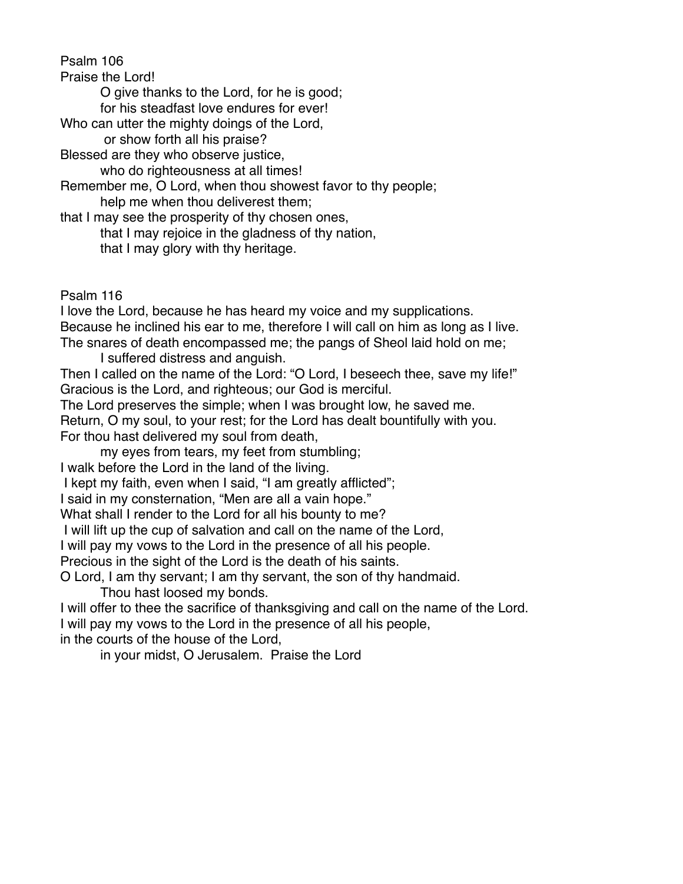Psalm 106

Praise the Lord!

O give thanks to the Lord, for he is good;
for his steadfast love endures for ever!

Who can utter the mighty doings of the Lord,
or show forth all his praise?

Blessed are they who observe justice,
who do righteousness at all times!

Remember me, O Lord, when thou showest favor to thy people;
help me when thou deliverest them;

that I may see the prosperity of thy chosen ones,
that I may rejoice in the gladness of thy nation,
that I may glory with thy heritage.

Psalm 116

I love the Lord, because he has heard my voice and my supplications.
Because he inclined his ear to me, therefore I will call on him as long as I live.
The snares of death encompassed me; the pangs of Sheol laid hold on me;
I suffered distress and anguish.
Then I called on the name of the Lord: "O Lord, I beseech thee, save my life!"
Gracious is the Lord, and righteous; our God is merciful.
The Lord preserves the simple; when I was brought low, he saved me.
Return, O my soul, to your rest; for the Lord has dealt bountifully with you.
For thou hast delivered my soul from death,
my eyes from tears, my feet from stumbling;
I walk before the Lord in the land of the living.
I kept my faith, even when I said, "I am greatly afflicted";
I said in my consternation, "Men are all a vain hope."
What shall I render to the Lord for all his bounty to me?
I will lift up the cup of salvation and call on the name of the Lord,
I will pay my vows to the Lord in the presence of all his people.
Precious in the sight of the Lord is the death of his saints.
O Lord, I am thy servant; I am thy servant, the son of thy handmaid.
Thou hast loosed my bonds.
I will offer to thee the sacrifice of thanksgiving and call on the name of the Lord.
I will pay my vows to the Lord in the presence of all his people,
in the courts of the house of the Lord,
in your midst, O Jerusalem. Praise the Lord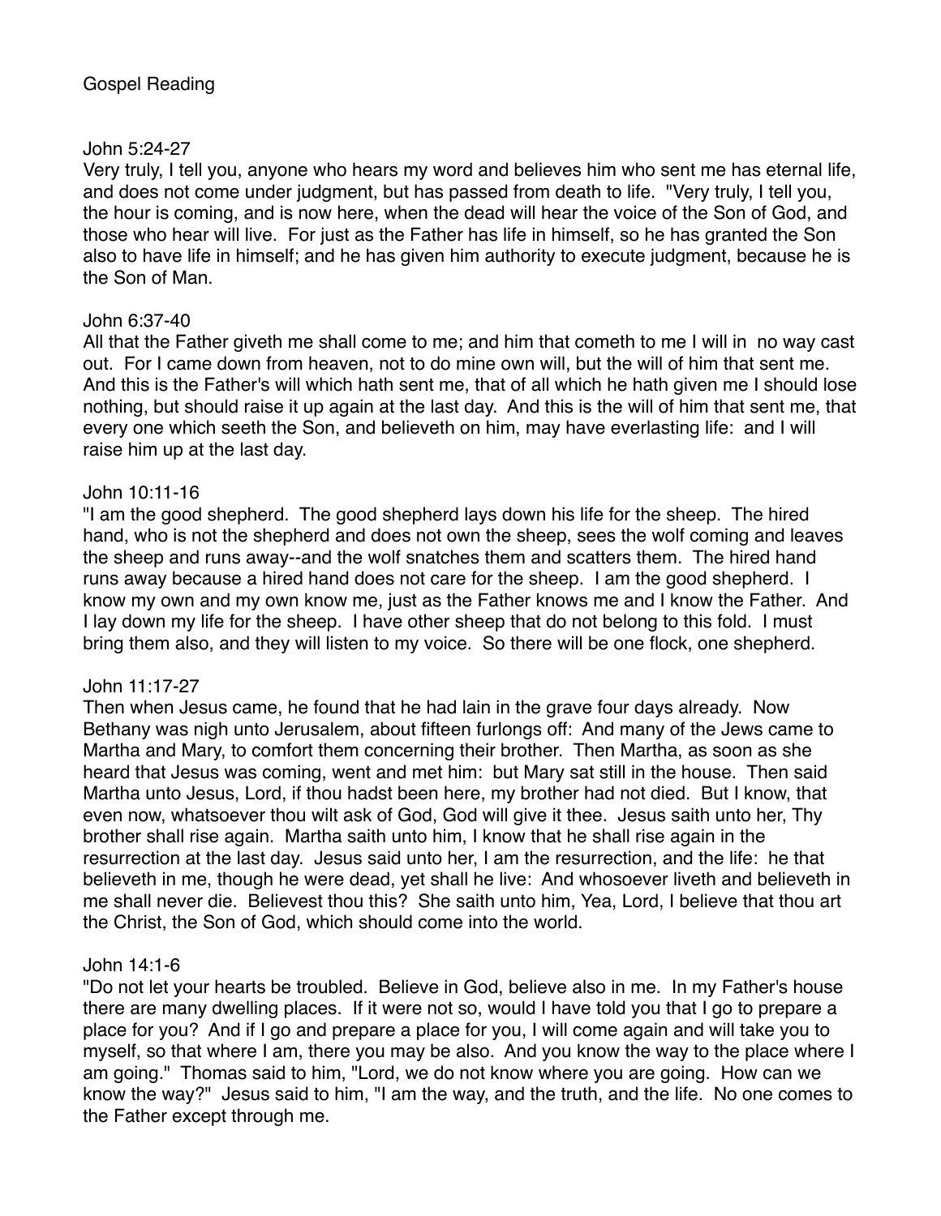# Gospel Reading

## John 5:24-27

Very truly, I tell you, anyone who hears my word and believes him who sent me has eternal life, and does not come under judgment, but has passed from death to life. "Very truly, I tell you, the hour is coming, and is now here, when the dead will hear the voice of the Son of God, and those who hear will live. For just as the Father has life in himself, so he has granted the Son also to have life in himself; and he has given him authority to execute judgment, because he is the Son of Man.

## John 6:37-40

All that the Father giveth me shall come to me; and him that cometh to me I will in no way cast out. For I came down from heaven, not to do mine own will, but the will of him that sent me. And this is the Father's will which hath sent me, that of all which he hath given me I should lose nothing, but should raise it up again at the last day. And this is the will of him that sent me, that every one which seeth the Son, and believeth on him, may have everlasting life: and I will raise him up at the last day.

## John 10:11-16

"I am the good shepherd. The good shepherd lays down his life for the sheep. The hired hand, who is not the shepherd and does not own the sheep, sees the wolf coming and leaves the sheep and runs away--and the wolf snatches them and scatters them. The hired hand runs away because a hired hand does not care for the sheep. I am the good shepherd. I know my own and my own know me, just as the Father knows me and I know the Father. And I lay down my life for the sheep. I have other sheep that do not belong to this fold. I must bring them also, and they will listen to my voice. So there will be one flock, one shepherd.

## John 11:17-27

Then when Jesus came, he found that he had lain in the grave four days already. Now Bethany was nigh unto Jerusalem, about fifteen furlongs off: And many of the Jews came to Martha and Mary, to comfort them concerning their brother. Then Martha, as soon as she heard that Jesus was coming, went and met him: but Mary sat still in the house. Then said Martha unto Jesus, Lord, if thou hadst been here, my brother had not died. But I know, that even now, whatsoever thou wilt ask of God, God will give it thee. Jesus saith unto her, Thy brother shall rise again. Martha saith unto him, I know that he shall rise again in the resurrection at the last day. Jesus said unto her, I am the resurrection, and the life: he that believeth in me, though he were dead, yet shall he live: And whosoever liveth and believeth in me shall never die. Believest thou this? She saith unto him, Yea, Lord, I believe that thou art the Christ, the Son of God, which should come into the world.

## John 14:1-6

"Do not let your hearts be troubled. Believe in God, believe also in me. In my Father's house there are many dwelling places. If it were not so, would I have told you that I go to prepare a place for you? And if I go and prepare a place for you, I will come again and will take you to myself, so that where I am, there you may be also. And you know the way to the place where I am going." Thomas said to him, "Lord, we do not know where you are going. How can we know the way?" Jesus said to him, "I am the way, and the truth, and the life. No one comes to the Father except through me.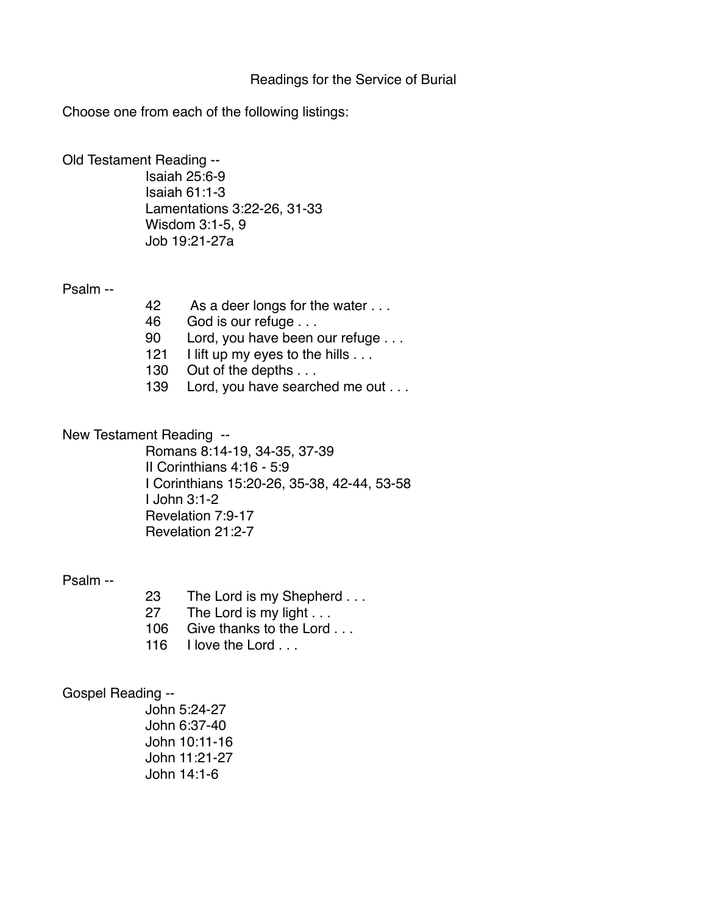# Readings for the Service of Burial

Choose one from each of the following listings:

Old Testament Reading --

- Isaiah 25:6-9
- Isaiah 61:1-3
- Lamentations 3:22-26, 31-33
- Wisdom 3:1-5, 9
- Job 19:21-27a

Psalm --

- 42 As a deer longs for the water . . .
- 46 God is our refuge . . .
- 90 Lord, you have been our refuge . . .
- 121 I lift up my eyes to the hills . . .
- 130 Out of the depths . . .
- 139 Lord, you have searched me out . . .

New Testament Reading --

- Romans 8:14-19, 34-35, 37-39
- II Corinthians 4:16 - 5:9
- I Corinthians 15:20-26, 35-38, 42-44, 53-58
- I John 3:1-2
- Revelation 7:9-17
- Revelation 21:2-7

Psalm --

- 23 The Lord is my Shepherd . . .
- 27 The Lord is my light . . .
- 106 Give thanks to the Lord . . .
- 116 I love the Lord . . .

Gospel Reading --

- John 5:24-27
- John 6:37-40
- John 10:11-16
- John 11:21-27
- John 14:1-6